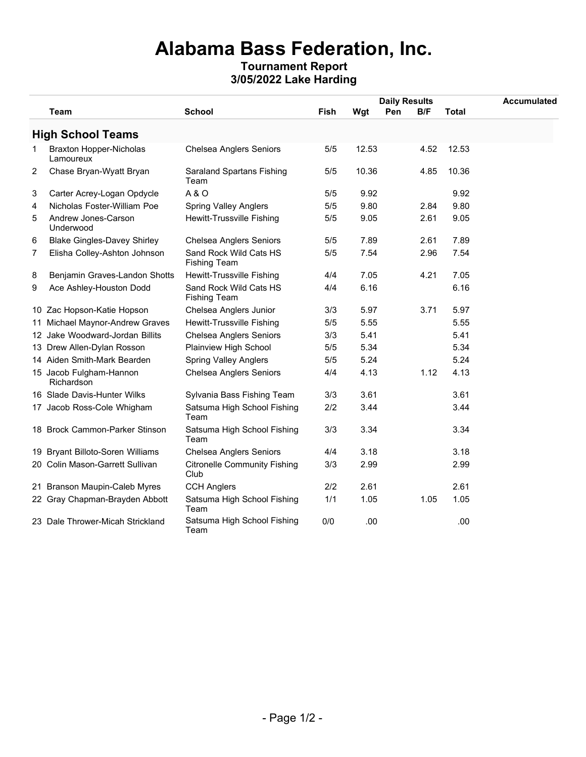# Alabama Bass Federation, Inc.

**Tournament Report**

**3/05/2022 Lake Harding**

| | | | Daily Results | | | | | Accumulated |
|---|---|---|---|---|---|---|---|---|
| | Team | School | Fish | Wgt | Pen | B/F | Total | |

## High School Teams

| | Team | School | Fish | Wgt | Pen | B/F | Total | Accumulated |
|---|---|---|---|---|---|---|---|---|
| 1 | Braxton Hopper-Nicholas Lamoureux | Chelsea Anglers Seniors | 5/5 | 12.53 | | 4.52 | 12.53 | |
| 2 | Chase Bryan-Wyatt Bryan | Saraland Spartans Fishing Team | 5/5 | 10.36 | | 4.85 | 10.36 | |
| 3 | Carter Acrey-Logan Opdycle | A & O | 5/5 | 9.92 | | | 9.92 | |
| 4 | Nicholas Foster-William Poe | Spring Valley Anglers | 5/5 | 9.80 | | 2.84 | 9.80 | |
| 5 | Andrew Jones-Carson Underwood | Hewitt-Trussville Fishing | 5/5 | 9.05 | | 2.61 | 9.05 | |
| 6 | Blake Gingles-Davey Shirley | Chelsea Anglers Seniors | 5/5 | 7.89 | | 2.61 | 7.89 | |
| 7 | Elisha Colley-Ashton Johnson | Sand Rock Wild Cats HS Fishing Team | 5/5 | 7.54 | | 2.96 | 7.54 | |
| 8 | Benjamin Graves-Landon Shotts | Hewitt-Trussville Fishing | 4/4 | 7.05 | | 4.21 | 7.05 | |
| 9 | Ace Ashley-Houston Dodd | Sand Rock Wild Cats HS Fishing Team | 4/4 | 6.16 | | | 6.16 | |
| 10 | Zac Hopson-Katie Hopson | Chelsea Anglers Junior | 3/3 | 5.97 | | 3.71 | 5.97 | |
| 11 | Michael Maynor-Andrew Graves | Hewitt-Trussville Fishing | 5/5 | 5.55 | | | 5.55 | |
| 12 | Jake Woodward-Jordan Billits | Chelsea Anglers Seniors | 3/3 | 5.41 | | | 5.41 | |
| 13 | Drew Allen-Dylan Rosson | Plainview High School | 5/5 | 5.34 | | | 5.34 | |
| 14 | Aiden Smith-Mark Bearden | Spring Valley Anglers | 5/5 | 5.24 | | | 5.24 | |
| 15 | Jacob Fulgham-Hannon Richardson | Chelsea Anglers Seniors | 4/4 | 4.13 | | 1.12 | 4.13 | |
| 16 | Slade Davis-Hunter Wilks | Sylvania Bass Fishing Team | 3/3 | 3.61 | | | 3.61 | |
| 17 | Jacob Ross-Cole Whigham | Satsuma High School Fishing Team | 2/2 | 3.44 | | | 3.44 | |
| 18 | Brock Cammon-Parker Stinson | Satsuma High School Fishing Team | 3/3 | 3.34 | | | 3.34 | |
| 19 | Bryant Billoto-Soren Williams | Chelsea Anglers Seniors | 4/4 | 3.18 | | | 3.18 | |
| 20 | Colin Mason-Garrett Sullivan | Citronelle Community Fishing Club | 3/3 | 2.99 | | | 2.99 | |
| 21 | Branson Maupin-Caleb Myres | CCH Anglers | 2/2 | 2.61 | | | 2.61 | |
| 22 | Gray Chapman-Brayden Abbott | Satsuma High School Fishing Team | 1/1 | 1.05 | | 1.05 | 1.05 | |
| 23 | Dale Thrower-Micah Strickland | Satsuma High School Fishing Team | 0/0 | .00 | | | .00 | |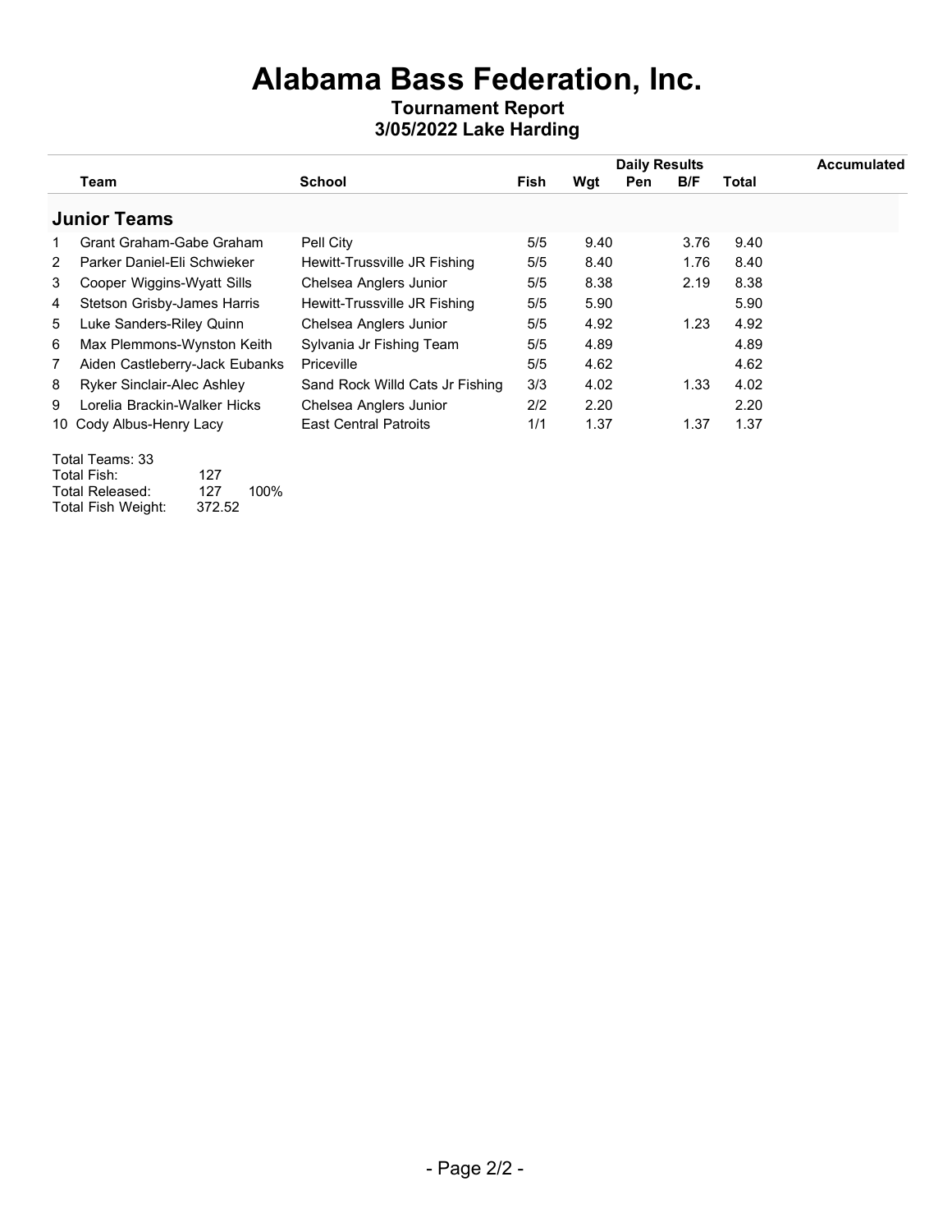# Alabama Bass Federation, Inc.

## Tournament Report
## 3/05/2022 Lake Harding

| | Team | School | Fish | Wgt | Pen | B/F | Total | Accumulated |
|---|---|---|---|---|---|---|---|---|
| | | | | Daily Results | | | | |
| **Junior Teams** | | | | | | | | |
| 1 | Grant Graham-Gabe Graham | Pell City | 5/5 | 9.40 | | 3.76 | 9.40 | |
| 2 | Parker Daniel-Eli Schwieker | Hewitt-Trussville JR Fishing | 5/5 | 8.40 | | 1.76 | 8.40 | |
| 3 | Cooper Wiggins-Wyatt Sills | Chelsea Anglers Junior | 5/5 | 8.38 | | 2.19 | 8.38 | |
| 4 | Stetson Grisby-James Harris | Hewitt-Trussville JR Fishing | 5/5 | 5.90 | | | 5.90 | |
| 5 | Luke Sanders-Riley Quinn | Chelsea Anglers Junior | 5/5 | 4.92 | | 1.23 | 4.92 | |
| 6 | Max Plemmons-Wynston Keith | Sylvania Jr Fishing Team | 5/5 | 4.89 | | | 4.89 | |
| 7 | Aiden Castleberry-Jack Eubanks | Priceville | 5/5 | 4.62 | | | 4.62 | |
| 8 | Ryker Sinclair-Alec Ashley | Sand Rock Willd Cats Jr Fishing | 3/3 | 4.02 | | 1.33 | 4.02 | |
| 9 | Lorelia Brackin-Walker Hicks | Chelsea Anglers Junior | 2/2 | 2.20 | | | 2.20 | |
| 10 | Cody Albus-Henry Lacy | East Central Patroits | 1/1 | 1.37 | | 1.37 | 1.37 | |

Total Teams: 33
Total Fish: 127
Total Released: 127 100%
Total Fish Weight: 372.52